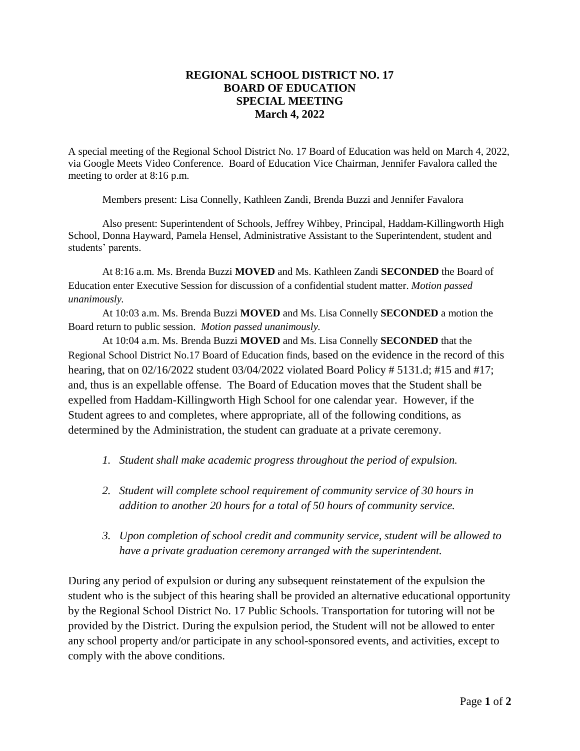# REGIONAL SCHOOL DISTRICT NO. 17
# BOARD OF EDUCATION
# SPECIAL MEETING
# March 4, 2022

A special meeting of the Regional School District No. 17 Board of Education was held on March 4, 2022, via Google Meets Video Conference. Board of Education Vice Chairman, Jennifer Favalora called the meeting to order at 8:16 p.m.

Members present: Lisa Connelly, Kathleen Zandi, Brenda Buzzi and Jennifer Favalora

Also present: Superintendent of Schools, Jeffrey Wihbey, Principal, Haddam-Killingworth High School, Donna Hayward, Pamela Hensel, Administrative Assistant to the Superintendent, student and students' parents.

At 8:16 a.m. Ms. Brenda Buzzi **MOVED** and Ms. Kathleen Zandi **SECONDED** the Board of Education enter Executive Session for discussion of a confidential student matter. *Motion passed unanimously.*

At 10:03 a.m. Ms. Brenda Buzzi **MOVED** and Ms. Lisa Connelly **SECONDED** a motion the Board return to public session. *Motion passed unanimously.*

At 10:04 a.m. Ms. Brenda Buzzi **MOVED** and Ms. Lisa Connelly **SECONDED** that the Regional School District No.17 Board of Education finds, based on the evidence in the record of this hearing, that on 02/16/2022 student 03/04/2022 violated Board Policy # 5131.d; #15 and #17; and, thus is an expellable offense. The Board of Education moves that the Student shall be expelled from Haddam-Killingworth High School for one calendar year. However, if the Student agrees to and completes, where appropriate, all of the following conditions, as determined by the Administration, the student can graduate at a private ceremony.

1. *Student shall make academic progress throughout the period of expulsion.*
2. *Student will complete school requirement of community service of 30 hours in addition to another 20 hours for a total of 50 hours of community service.*
3. *Upon completion of school credit and community service, student will be allowed to have a private graduation ceremony arranged with the superintendent.*

During any period of expulsion or during any subsequent reinstatement of the expulsion the student who is the subject of this hearing shall be provided an alternative educational opportunity by the Regional School District No. 17 Public Schools. Transportation for tutoring will not be provided by the District. During the expulsion period, the Student will not be allowed to enter any school property and/or participate in any school-sponsored events, and activities, except to comply with the above conditions.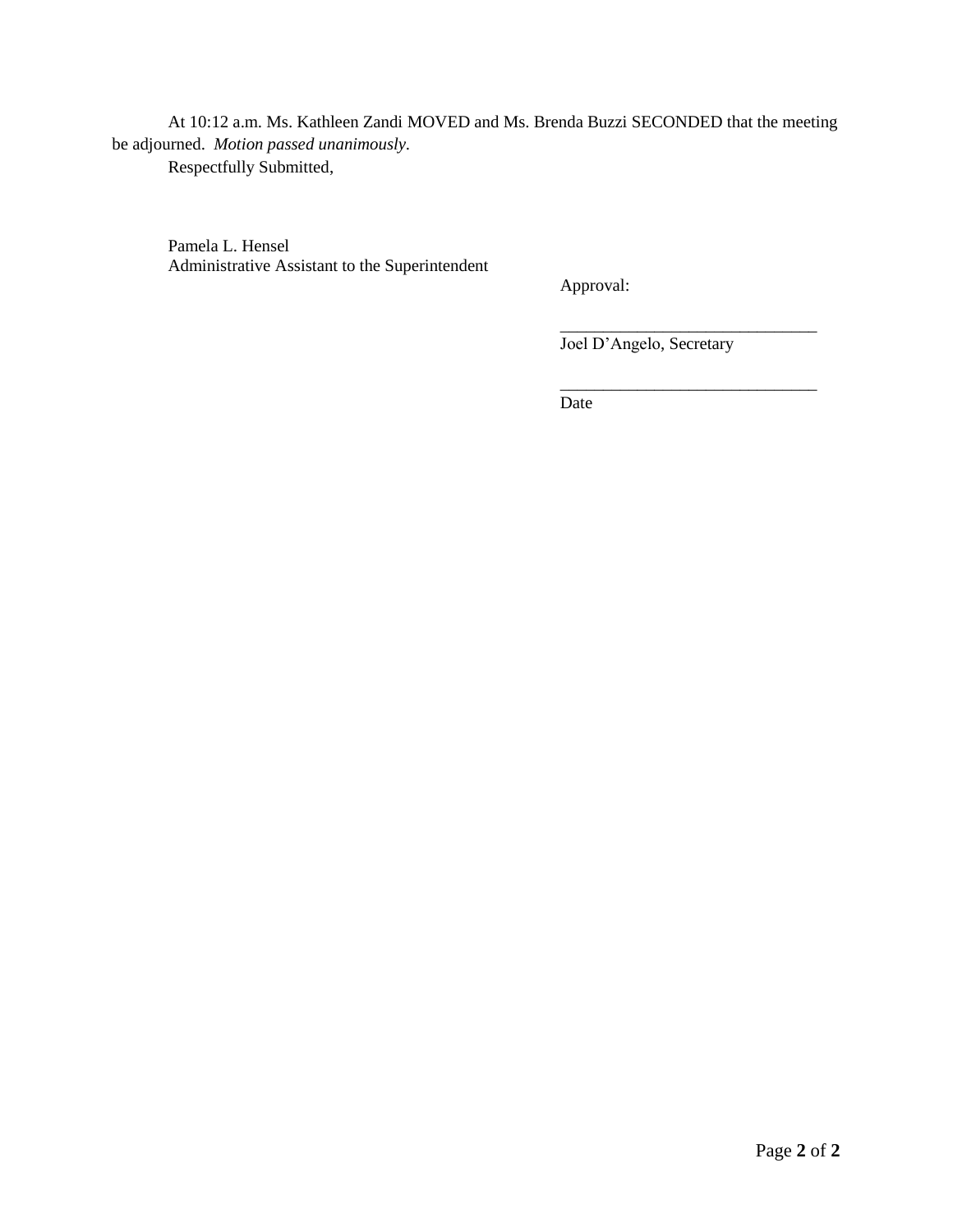At 10:12 a.m. Ms. Kathleen Zandi MOVED and Ms. Brenda Buzzi SECONDED that the meeting be adjourned. *Motion passed unanimously.*

Respectfully Submitted,

Pamela L. Hensel
Administrative Assistant to the Superintendent

Approval:

_______________________________
Joel D'Angelo, Secretary

_______________________________
Date